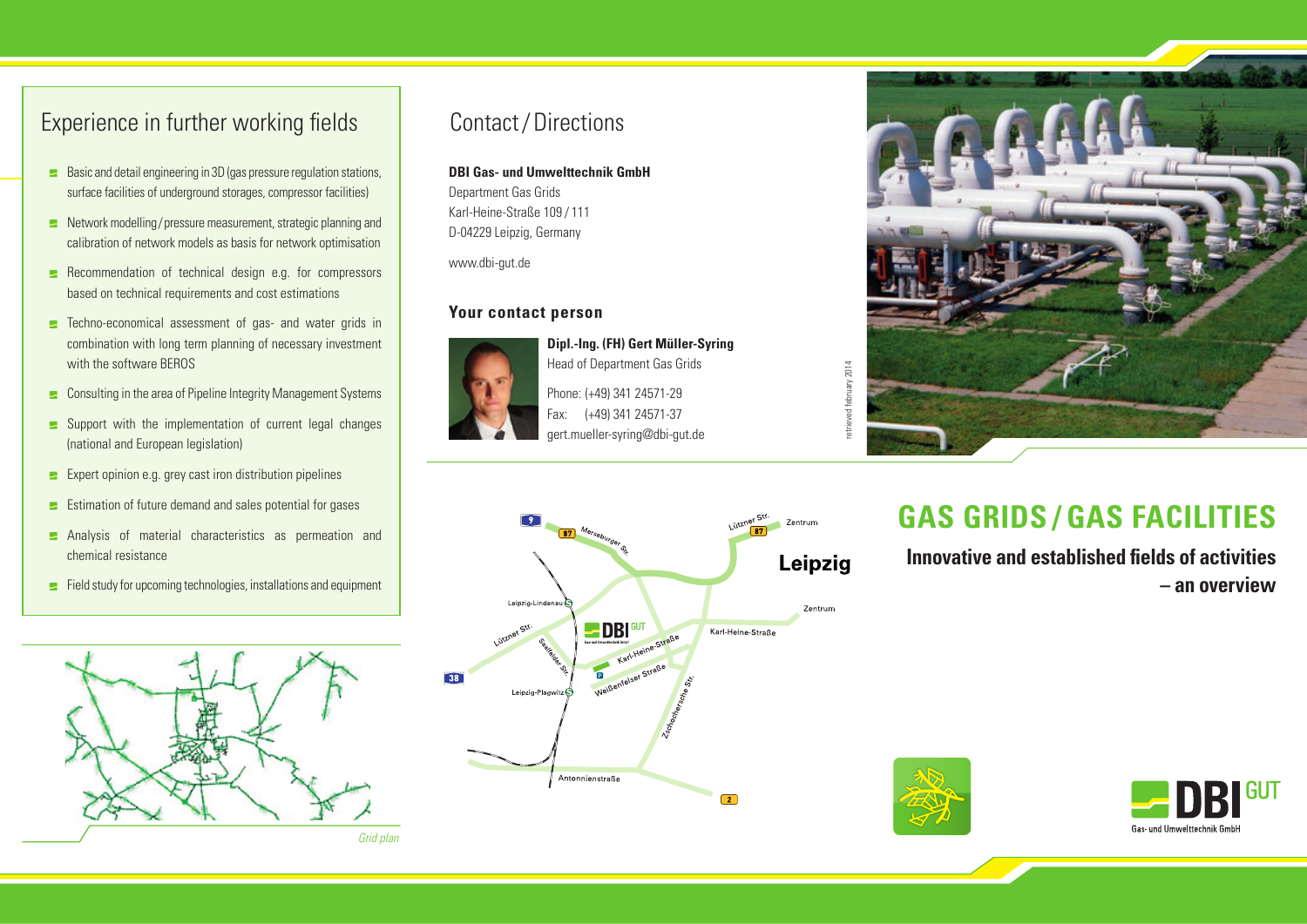## Experience in further working fields

- Basic and detail engineering in 3D (gas pressure regulation stations, surface facilities of underground storages, compressor facilities)
- Network modelling / pressure measurement, strategic planning and calibration of network models as basis for network optimisation
- Recommendation of technical design e.g. for compressors based on technical requirements and cost estimations
- Techno-economical assessment of gas- and water grids in combination with long term planning of necessary investment with the software BEROS
- Consulting in the area of Pipeline Integrity Management Systems
- Support with the implementation of current legal changes (national and European legislation)
- Expert opinion e.g. grey cast iron distribution pipelines
- Estimation of future demand and sales potential for gases
- Analysis of material characteristics as permeation and chemical resistance
- Field study for upcoming technologies, installations and equipment

*Grid plan*

## Contact / Directions

**DBI Gas- und Umwelttechnik GmbH**
Department Gas Grids
Karl-Heine-Straße 109 / 111
D-04229 Leipzig, Germany

www.dbi-gut.de

### Your contact person

**Dipl.-Ing. (FH) Gert Müller-Syring**
Head of Department Gas Grids

Phone: (+49) 341 24571-29
Fax: (+49) 341 24571-37
gert.mueller-syring@dbi-gut.de

retrieved february 2014

# GAS GRIDS / GAS FACILITIES

**Innovative and established fields of activities – an overview**

DBI GUT
Gas- und Umwelttechnik GmbH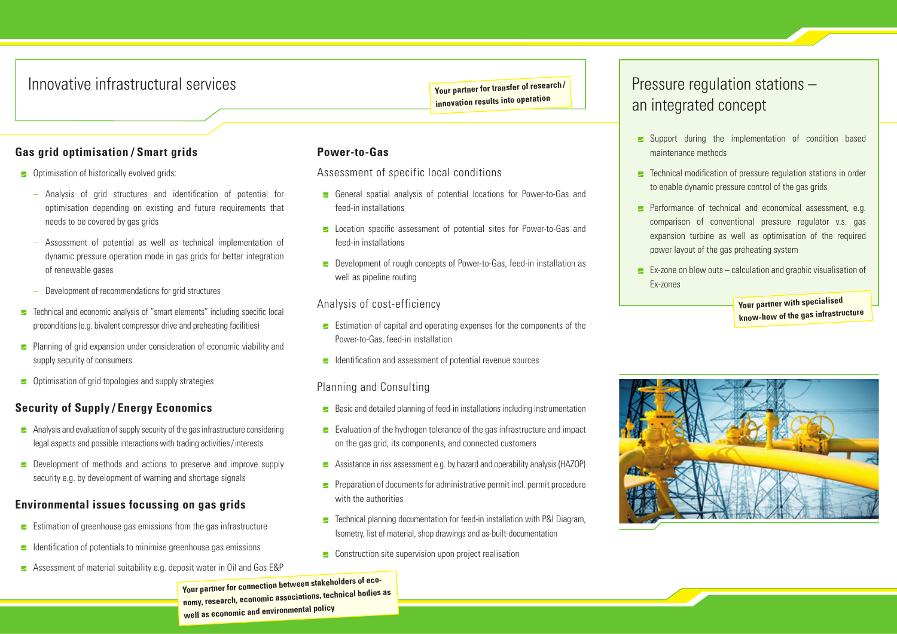# Innovative infrastructural services

**Your partner for transfer of research/innovation results into operation**

## Gas grid optimisation / Smart grids

- Optimisation of historically evolved grids:
  - Analysis of grid structures and identification of potential for optimisation depending on existing and future requirements that needs to be covered by gas grids
  - Assessment of potential as well as technical implementation of dynamic pressure operation mode in gas grids for better integration of renewable gases
  - Development of recommendations for grid structures
- Technical and economic analysis of "smart elements" including specific local preconditions (e.g. bivalent compressor drive and preheating facilities)
- Planning of grid expansion under consideration of economic viability and supply security of consumers
- Optimisation of grid topologies and supply strategies

## Security of Supply / Energy Economics

- Analysis and evaluation of supply security of the gas infrastructure considering legal aspects and possible interactions with trading activities / interests
- Development of methods and actions to preserve and improve supply security e.g. by development of warning and shortage signals

## Environmental issues focussing on gas grids

- Estimation of greenhouse gas emissions from the gas infrastructure
- Identification of potentials to minimise greenhouse gas emissions
- Assessment of material suitability e.g. deposit water in Oil and Gas E&P

**Your partner for connection between stakeholders of economy, research, economic associations, technical bodies as well as economic and environmental policy**

## Power-to-Gas

### Assessment of specific local conditions

- General spatial analysis of potential locations for Power-to-Gas and feed-in installations
- Location specific assessment of potential sites for Power-to-Gas and feed-in installations
- Development of rough concepts of Power-to-Gas, feed-in installation as well as pipeline routing

### Analysis of cost-efficiency

- Estimation of capital and operating expenses for the components of the Power-to-Gas, feed-in installation
- Identification and assessment of potential revenue sources

### Planning and Consulting

- Basic and detailed planning of feed-in installations including instrumentation
- Evaluation of the hydrogen tolerance of the gas infrastructure and impact on the gas grid, its components, and connected customers
- Assistance in risk assessment e.g. by hazard and operability analysis (HAZOP)
- Preparation of documents for administrative permit incl. permit procedure with the authorities
- Technical planning documentation for feed-in installation with P&I Diagram, Isometry, list of material, shop drawings and as-built-documentation
- Construction site supervision upon project realisation

# Pressure regulation stations – an integrated concept

- Support during the implementation of condition based maintenance methods
- Technical modification of pressure regulation stations in order to enable dynamic pressure control of the gas grids
- Performance of technical and economical assessment, e.g. comparison of conventional pressure regulator v.s. gas expansion turbine as well as optimisation of the required power layout of the gas preheating system
- Ex-zone on blow outs – calculation and graphic visualisation of Ex-zones

**Your partner with specialised know-how of the gas infrastructure**